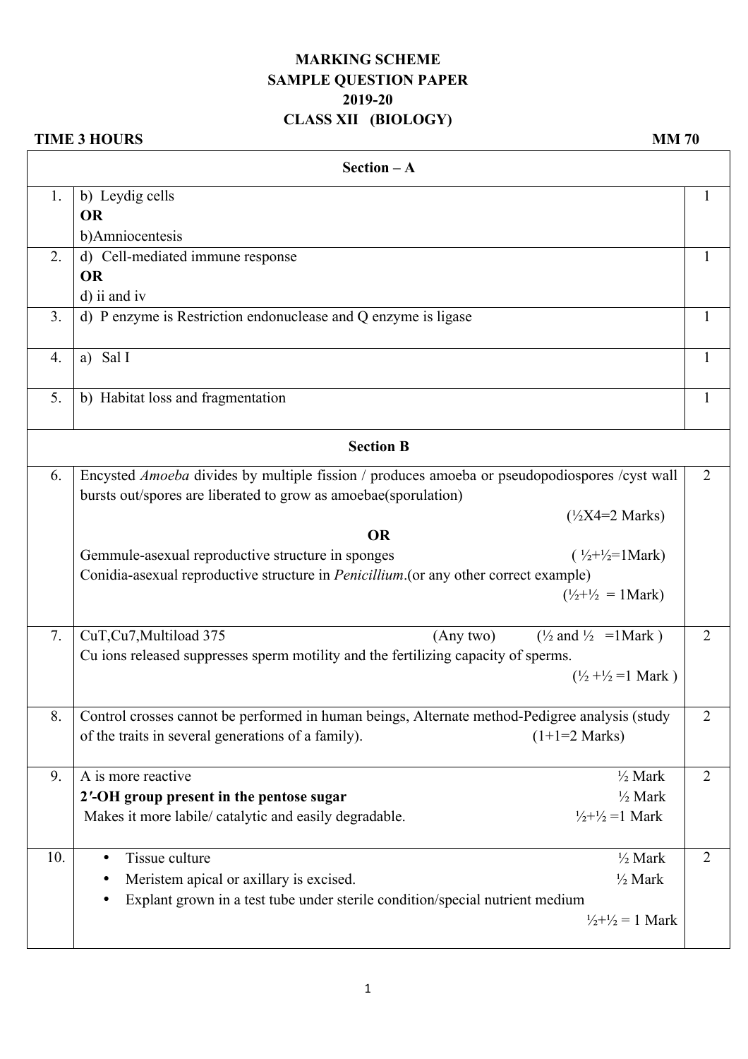**MARKING SCHEME**
**SAMPLE QUESTION PAPER**
**2019-20**
**CLASS XII (BIOLOGY)**

**TIME 3 HOURS** **MM 70**

| | **Section – A** | |
|---|---|---|
| 1. | b) Leydig cells<br>**OR**<br>b)Amniocentesis | 1 |
| 2. | d) Cell-mediated immune response<br>**OR**<br>d) ii and iv | 1 |
| 3. | d) P enzyme is Restriction endonuclease and Q enzyme is ligase | 1 |
| 4. | a) Sal I | 1 |
| 5. | b) Habitat loss and fragmentation | 1 |
| | **Section B** | |
| 6. | Encysted *Amoeba* divides by multiple fission / produces amoeba or pseudopodiospores /cyst wall bursts out/spores are liberated to grow as amoebae(sporulation) (½X4=2 Marks)<br>**OR**<br>Gemmule-asexual reproductive structure in sponges ( ½+½=1Mark)<br>Conidia-asexual reproductive structure in *Penicillium*.(or any other correct example) (½+½ = 1Mark) | 2 |
| 7. | CuT,Cu7,Multiload 375 (Any two) (½ and ½ =1Mark )<br>Cu ions released suppresses sperm motility and the fertilizing capacity of sperms. (½ +½ =1 Mark ) | 2 |
| 8. | Control crosses cannot be performed in human beings, Alternate method-Pedigree analysis (study of the traits in several generations of a family). (1+1=2 Marks) | 2 |
| 9. | A is more reactive ½ Mark<br>**2′-OH group present in the pentose sugar** ½ Mark<br>Makes it more labile/ catalytic and easily degradable. ½+½ =1 Mark | 2 |
| 10. | • Tissue culture ½ Mark<br>• Meristem apical or axillary is excised. ½ Mark<br>• Explant grown in a test tube under sterile condition/special nutrient medium ½+½ = 1 Mark | 2 |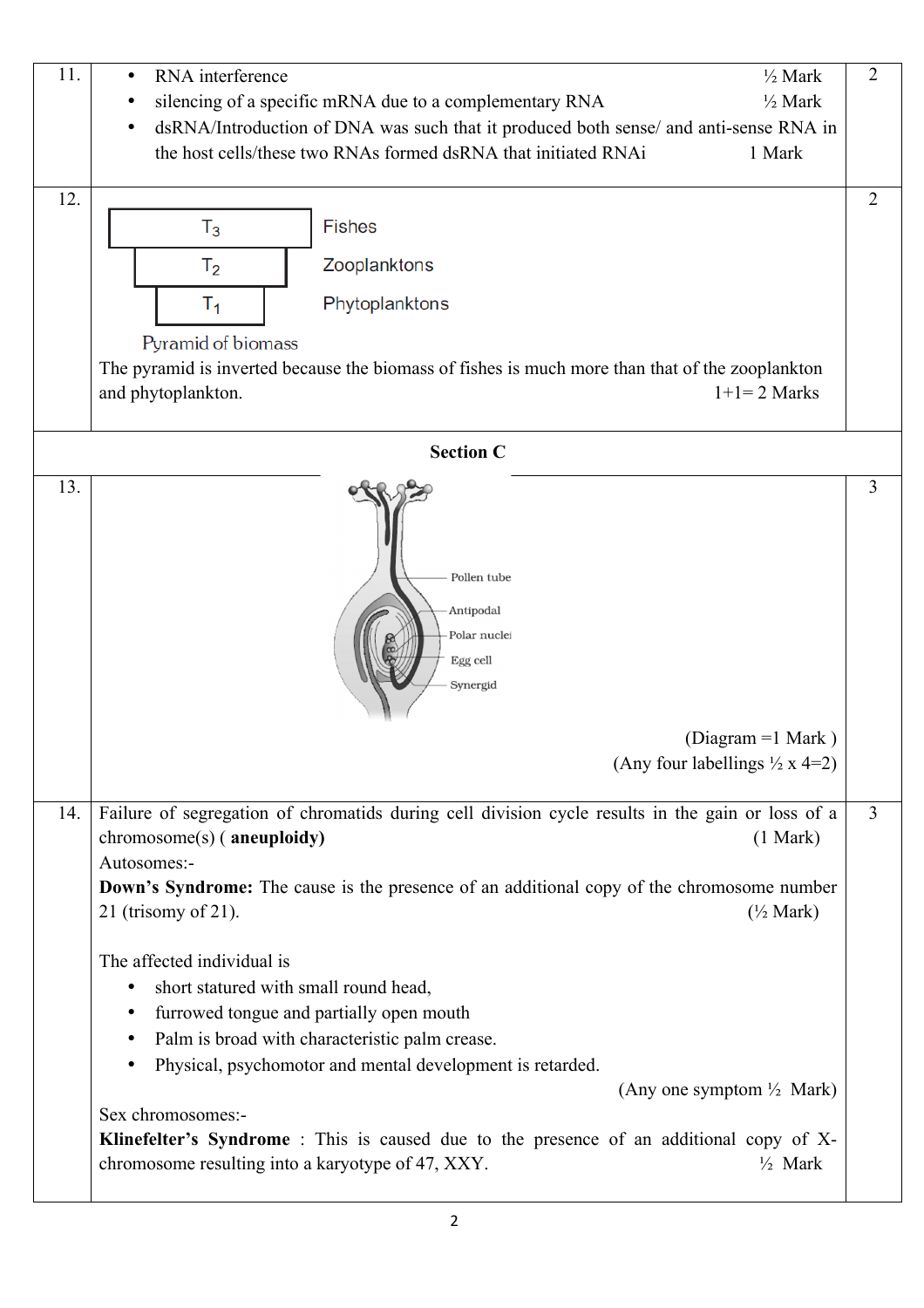| | | |
|---|---|---|
| 11. | • RNA interference ½ Mark<br>• silencing of a specific mRNA due to a complementary RNA ½ Mark<br>• dsRNA/Introduction of DNA was such that it produced both sense/ and anti-sense RNA in the host cells/these two RNAs formed dsRNA that initiated RNAi 1 Mark | 2 |
| 12. | $T_3$ – Fishes<br>$T_2$ – Zooplanktons<br>$T_1$ – Phytoplanktons<br>Pyramid of biomass<br>The pyramid is inverted because the biomass of fishes is much more than that of the zooplankton and phytoplankton. 1+1= 2 Marks | 2 |

**Section C**

| | | |
|---|---|---|
| 13. | Labels: Pollen tube, Antipodal, Polar nuclei, Egg cell, Synergid<br>(Diagram =1 Mark )<br>(Any four labellings ½ x 4=2) | 3 |
| 14. | Failure of segregation of chromatids during cell division cycle results in the gain or loss of a chromosome(s) ( **aneuploidy)** (1 Mark)<br>Autosomes:-<br>**Down's Syndrome:** The cause is the presence of an additional copy of the chromosome number 21 (trisomy of 21). (½ Mark)<br><br>The affected individual is<br>• short statured with small round head,<br>• furrowed tongue and partially open mouth<br>• Palm is broad with characteristic palm crease.<br>• Physical, psychomotor and mental development is retarded.<br>(Any one symptom ½ Mark)<br>Sex chromosomes:-<br>**Klinefelter's Syndrome** : This is caused due to the presence of an additional copy of X-chromosome resulting into a karyotype of 47, XXY. ½ Mark | 3 |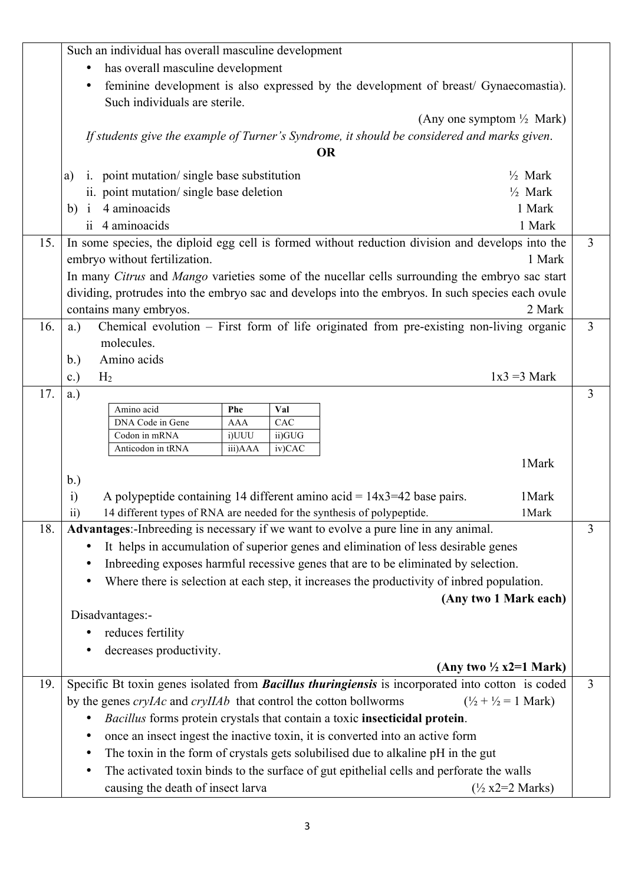Such an individual has overall masculine development

- has overall masculine development
- feminine development is also expressed by the development of breast/ Gynaecomastia). Such individuals are sterile.

(Any one symptom ½ Mark)

*If students give the example of Turner's Syndrome, it should be considered and marks given.*

**OR**

a) i. point mutation/ single base substitution ½ Mark
   ii. point mutation/ single base deletion ½ Mark

b) i 4 aminoacids 1 Mark
   ii 4 aminoacids 1 Mark

**15.** In some species, the diploid egg cell is formed without reduction division and develops into the embryo without fertilization. 1 Mark

In many *Citrus* and *Mango* varieties some of the nucellar cells surrounding the embryo sac start dividing, protrudes into the embryo sac and develops into the embryos. In such species each ovule contains many embryos. 2 Mark — **3**

**16.** a.) Chemical evolution – First form of life originated from pre-existing non-living organic molecules.

b.) Amino acids

c.) $H_2$ 1x3 =3 Mark — **3**

**17.** a.)

| Amino acid | Phe | Val |
|---|---|---|
| DNA Code in Gene | AAA | CAC |
| Codon in mRNA | i)UUU | ii)GUG |
| Anticodon in tRNA | iii)AAA | iv)CAC |

1Mark

b.)

i) A polypeptide containing 14 different amino acid = 14x3=42 base pairs. 1Mark

ii) 14 different types of RNA are needed for the synthesis of polypeptide. 1Mark — **3**

**18.** **Advantages**:-Inbreeding is necessary if we want to evolve a pure line in any animal.

- It helps in accumulation of superior genes and elimination of less desirable genes
- Inbreeding exposes harmful recessive genes that are to be eliminated by selection.
- Where there is selection at each step, it increases the productivity of inbred population.

**(Any two 1 Mark each)**

Disadvantages:-

- reduces fertility
- decreases productivity.

**(Any two ½ x2=1 Mark)** — **3**

**19.** Specific Bt toxin genes isolated from ***Bacillus thuringiensis*** is incorporated into cotton is coded by the genes *cryIAc* and *cryIIAb* that control the cotton bollworms (½ + ½ = 1 Mark)

- *Bacillus* forms protein crystals that contain a toxic **insecticidal protein**.
- once an insect ingest the inactive toxin, it is converted into an active form
- The toxin in the form of crystals gets solubilised due to alkaline pH in the gut
- The activated toxin binds to the surface of gut epithelial cells and perforate the walls causing the death of insect larva (½ x2=2 Marks)

— **3**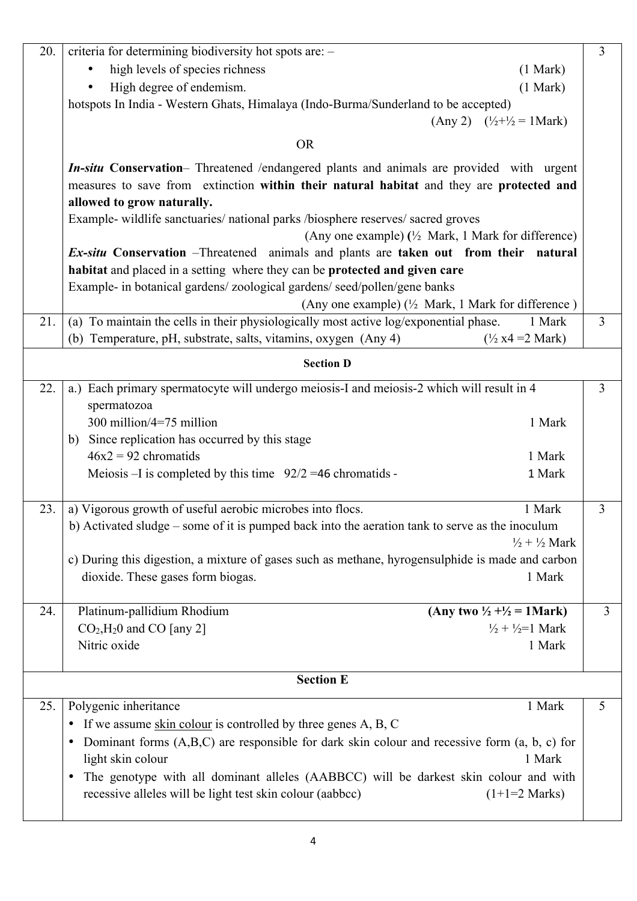| | | |
|---|---|---|
| 20. | criteria for determining biodiversity hot spots are: – <br>• high levels of species richness (1 Mark) <br>• High degree of endemism. (1 Mark) <br>hotspots In India - Western Ghats, Himalaya (Indo-Burma/Sunderland to be accepted) <br>(Any 2) (½+½ = 1Mark) <br><br>OR <br><br>***In-situ* Conservation**– Threatened /endangered plants and animals are provided with urgent measures to save from extinction **within their natural habitat** and they are **protected and allowed to grow naturally.** <br>Example- wildlife sanctuaries/ national parks /biosphere reserves/ sacred groves <br>(Any one example) **(**½ Mark, 1 Mark for difference) <br>***Ex-situ* Conservation** –Threatened animals and plants are **taken out from their natural habitat** and placed in a setting where they can be **protected and given care** <br>Example- in botanical gardens/ zoological gardens/ seed/pollen/gene banks <br>(Any one example) (½ Mark, 1 Mark for difference ) | 3 |
| 21. | (a) To maintain the cells in their physiologically most active log/exponential phase. 1 Mark <br>(b) Temperature, pH, substrate, salts, vitamins, oxygen (Any 4) (½ x4 =2 Mark) | 3 |
| | **Section D** | |
| 22. | a.) Each primary spermatocyte will undergo meiosis-I and meiosis-2 which will result in 4 spermatozoa <br>300 million/4=75 million 1 Mark <br>b) Since replication has occurred by this stage <br>46x2 = 92 chromatids 1 Mark <br>Meiosis –I is completed by this time 92/2 =46 chromatids - 1 Mark | 3 |
| 23. | a) Vigorous growth of useful aerobic microbes into flocs. 1 Mark <br>b) Activated sludge – some of it is pumped back into the aeration tank to serve as the inoculum ½ + ½ Mark <br>c) During this digestion, a mixture of gases such as methane, hyrogensulphide is made and carbon dioxide. These gases form biogas. 1 Mark | 3 |
| 24. | Platinum-pallidium Rhodium **(Any two ½ +½ = 1Mark)** <br>$CO_2$,$H_20$ and CO [any 2] ½ + ½=1 Mark <br>Nitric oxide 1 Mark | 3 |
| | **Section E** | |
| 25. | Polygenic inheritance 1 Mark <br>• If we assume skin colour is controlled by three genes A, B, C <br>• Dominant forms (A,B,C) are responsible for dark skin colour and recessive form (a, b, c) for light skin colour 1 Mark <br>• The genotype with all dominant alleles (AABBCC) will be darkest skin colour and with recessive alleles will be light test skin colour (aabbcc) (1+1=2 Marks) | 5 |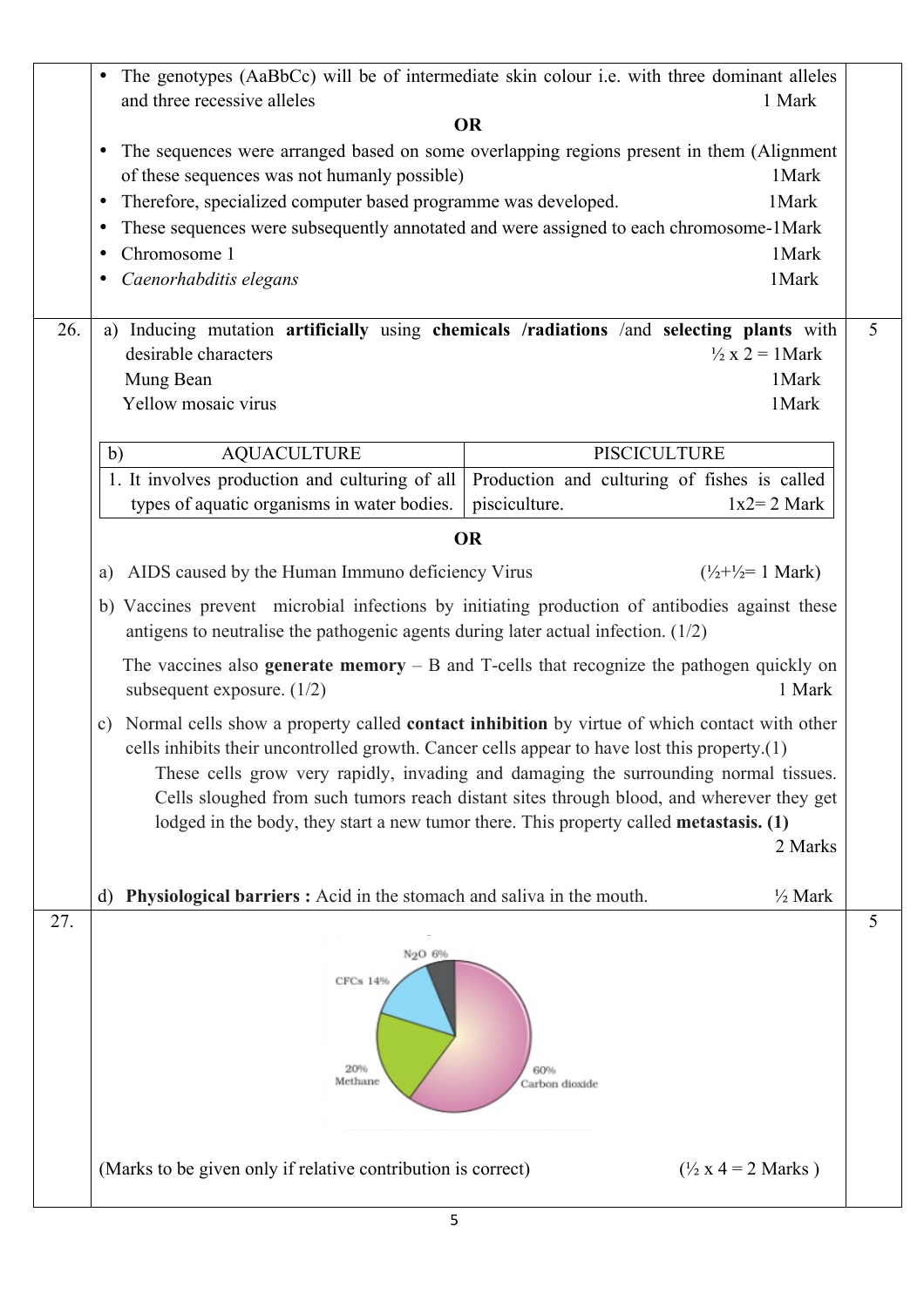| | | |
|---|---|---|
| | • The genotypes (AaBbCc) will be of intermediate skin colour i.e. with three dominant alleles and three recessive alleles 1 Mark<br>**OR**<br>• The sequences were arranged based on some overlapping regions present in them (Alignment of these sequences was not humanly possible) 1Mark<br>• Therefore, specialized computer based programme was developed. 1Mark<br>• These sequences were subsequently annotated and were assigned to each chromosome-1Mark<br>• Chromosome 1 1Mark<br>• *Caenorhabditis elegans* 1Mark | |
| 26. | a) Inducing mutation **artificially** using **chemicals /radiations** /and **selecting plants** with desirable characters ½ x 2 = 1Mark<br>Mung Bean 1Mark<br>Yellow mosaic virus 1Mark<br><br>b) AQUACULTURE: 1. It involves production and culturing of all types of aquatic organisms in water bodies. — PISCICULTURE: Production and culturing of fishes is called pisciculture. 1x2= 2 Mark<br>**OR**<br>a) AIDS caused by the Human Immuno deficiency Virus (½+½= 1 Mark)<br>b) Vaccines prevent microbial infections by initiating production of antibodies against these antigens to neutralise the pathogenic agents during later actual infection. (1/2)<br>The vaccines also **generate memory** – B and T-cells that recognize the pathogen quickly on subsequent exposure. (1/2) 1 Mark<br>c) Normal cells show a property called **contact inhibition** by virtue of which contact with other cells inhibits their uncontrolled growth. Cancer cells appear to have lost this property.(1)<br>These cells grow very rapidly, invading and damaging the surrounding normal tissues. Cells sloughed from such tumors reach distant sites through blood, and wherever they get lodged in the body, they start a new tumor there. This property called **metastasis. (1)** 2 Marks<br><br>d) **Physiological barriers :** Acid in the stomach and saliva in the mouth. ½ Mark | 5 |
| 27. | [Pie chart: $N_2O$ 6%, CFCs 14%, 20% Methane, 60% Carbon dioxide]<br><br>(Marks to be given only if relative contribution is correct) (½ x 4 = 2 Marks ) | 5 |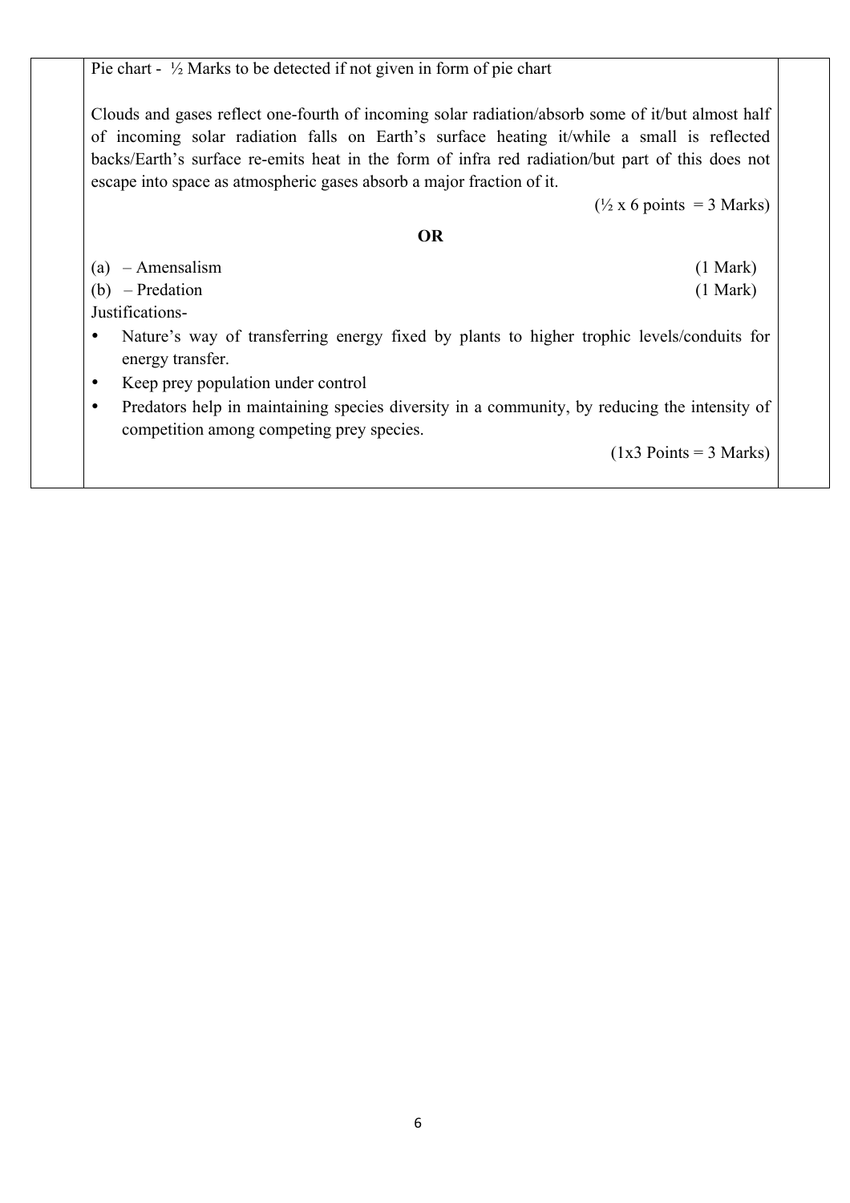Pie chart - ½ Marks to be detected if not given in form of pie chart

Clouds and gases reflect one-fourth of incoming solar radiation/absorb some of it/but almost half of incoming solar radiation falls on Earth's surface heating it/while a small is reflected backs/Earth's surface re-emits heat in the form of infra red radiation/but part of this does not escape into space as atmospheric gases absorb a major fraction of it.

(½ x 6 points = 3 Marks)

**OR**

(a) – Amensalism (1 Mark)

(b) – Predation (1 Mark)

Justifications-

- Nature's way of transferring energy fixed by plants to higher trophic levels/conduits for energy transfer.
- Keep prey population under control
- Predators help in maintaining species diversity in a community, by reducing the intensity of competition among competing prey species.

(1x3 Points = 3 Marks)